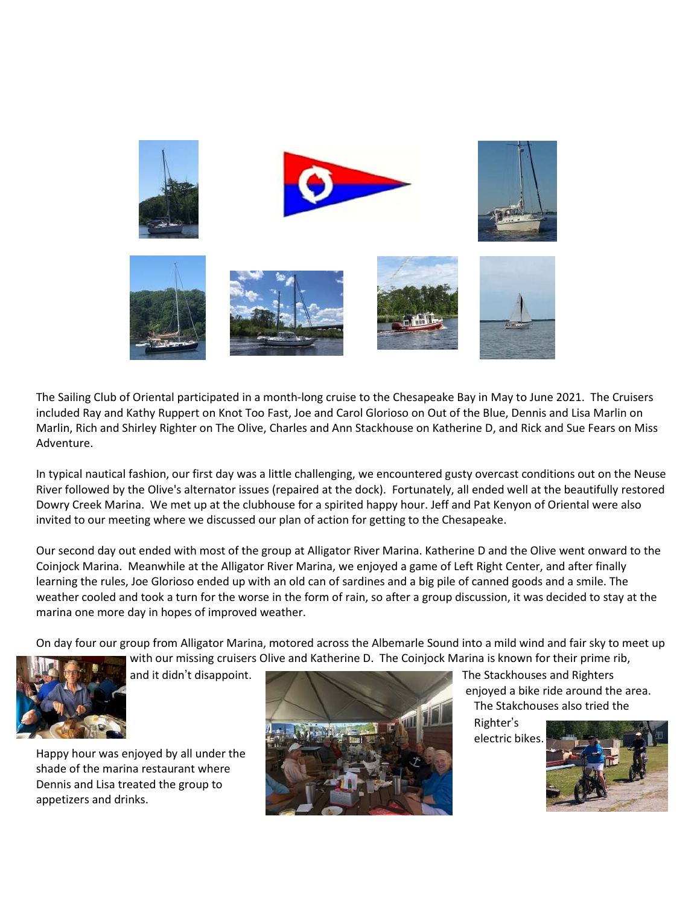The Sailing Club of Oriental participated in a month-long cruise to the Chesapeake Bay in May to June 2021. The Cruisers included Ray and Kathy Ruppert on Knot Too Fast, Joe and Carol Glorioso on Out of the Blue, Dennis and Lisa Marlin on Marlin, Rich and Shirley Righter on The Olive, Charles and Ann Stackhouse on Katherine D, and Rick and Sue Fears on Miss Adventure.

In typical nautical fashion, our first day was a little challenging, we encountered gusty overcast conditions out on the Neuse River followed by the Olive's alternator issues (repaired at the dock). Fortunately, all ended well at the beautifully restored Dowry Creek Marina. We met up at the clubhouse for a spirited happy hour. Jeff and Pat Kenyon of Oriental were also invited to our meeting where we discussed our plan of action for getting to the Chesapeake.

Our second day out ended with most of the group at Alligator River Marina. Katherine D and the Olive went onward to the Coinjock Marina. Meanwhile at the Alligator River Marina, we enjoyed a game of Left Right Center, and after finally learning the rules, Joe Glorioso ended up with an old can of sardines and a big pile of canned goods and a smile. The weather cooled and took a turn for the worse in the form of rain, so after a group discussion, it was decided to stay at the marina one more day in hopes of improved weather.

On day four our group from Alligator Marina, motored across the Albemarle Sound into a mild wind and fair sky to meet up with our missing cruisers Olive and Katherine D. The Coinjock Marina is known for their prime rib, and it didn't disappoint.

The Stackhouses and Righters enjoyed a bike ride around the area. The Stakchouses also tried the Righter's electric bikes.

Happy hour was enjoyed by all under the shade of the marina restaurant where Dennis and Lisa treated the group to appetizers and drinks.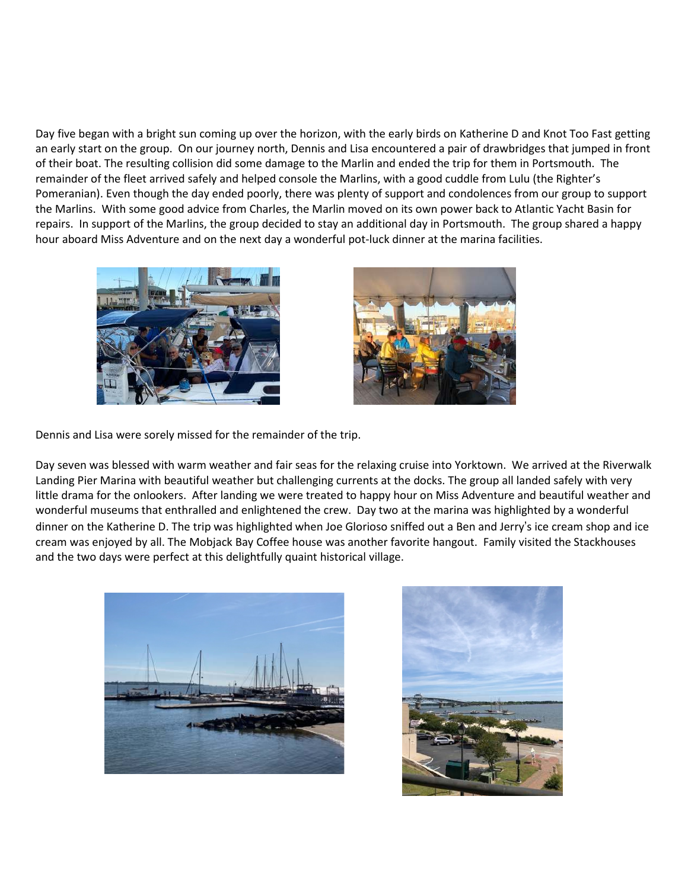Day five began with a bright sun coming up over the horizon, with the early birds on Katherine D and Knot Too Fast getting an early start on the group. On our journey north, Dennis and Lisa encountered a pair of drawbridges that jumped in front of their boat. The resulting collision did some damage to the Marlin and ended the trip for them in Portsmouth. The remainder of the fleet arrived safely and helped console the Marlins, with a good cuddle from Lulu (the Righter's Pomeranian). Even though the day ended poorly, there was plenty of support and condolences from our group to support the Marlins. With some good advice from Charles, the Marlin moved on its own power back to Atlantic Yacht Basin for repairs. In support of the Marlins, the group decided to stay an additional day in Portsmouth. The group shared a happy hour aboard Miss Adventure and on the next day a wonderful pot-luck dinner at the marina facilities.

Dennis and Lisa were sorely missed for the remainder of the trip.

Day seven was blessed with warm weather and fair seas for the relaxing cruise into Yorktown. We arrived at the Riverwalk Landing Pier Marina with beautiful weather but challenging currents at the docks. The group all landed safely with very little drama for the onlookers. After landing we were treated to happy hour on Miss Adventure and beautiful weather and wonderful museums that enthralled and enlightened the crew. Day two at the marina was highlighted by a wonderful dinner on the Katherine D. The trip was highlighted when Joe Glorioso sniffed out a Ben and Jerry's ice cream shop and ice cream was enjoyed by all. The Mobjack Bay Coffee house was another favorite hangout. Family visited the Stackhouses and the two days were perfect at this delightfully quaint historical village.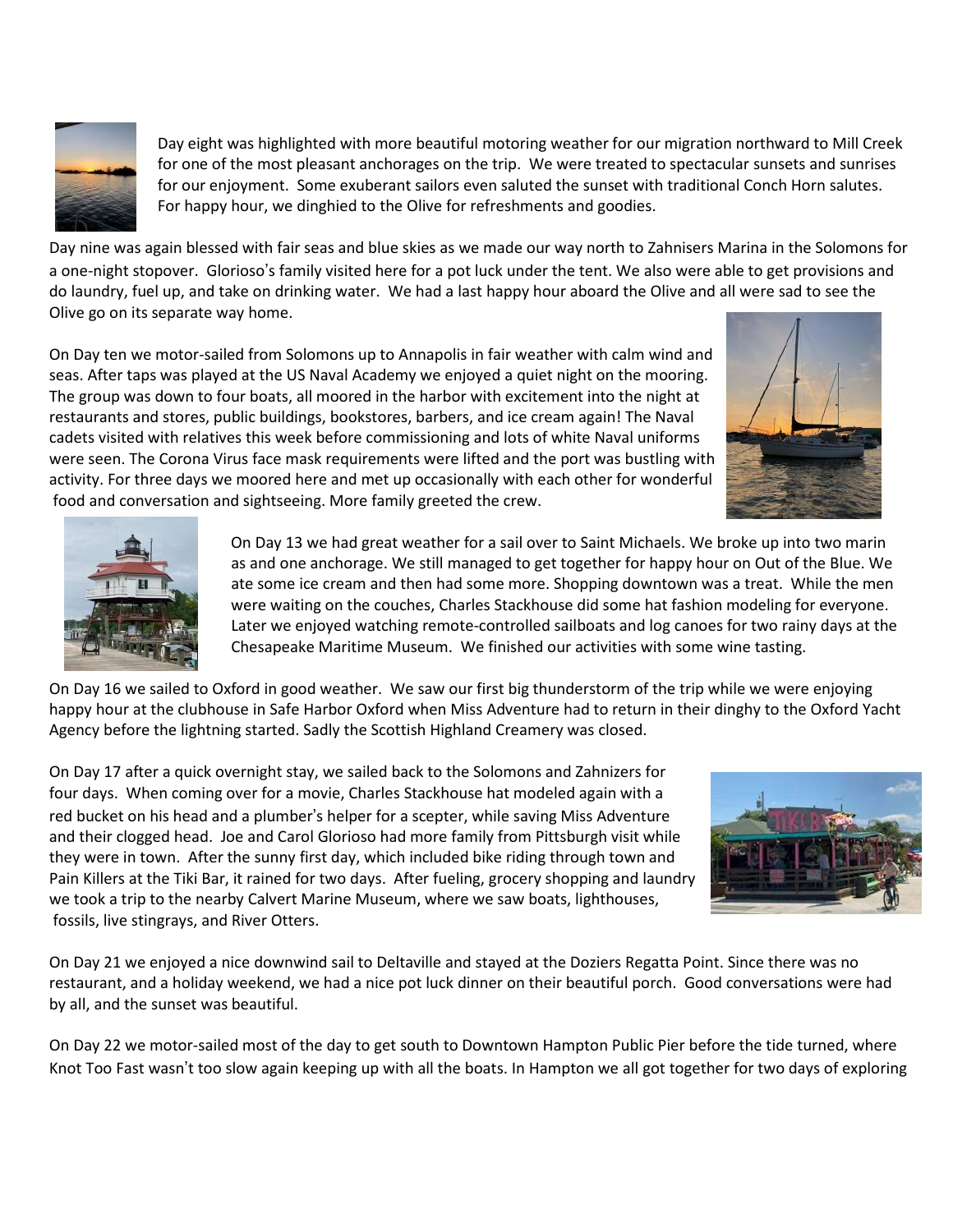Day eight was highlighted with more beautiful motoring weather for our migration northward to Mill Creek for one of the most pleasant anchorages on the trip. We were treated to spectacular sunsets and sunrises for our enjoyment. Some exuberant sailors even saluted the sunset with traditional Conch Horn salutes. For happy hour, we dinghied to the Olive for refreshments and goodies.

Day nine was again blessed with fair seas and blue skies as we made our way north to Zahnisers Marina in the Solomons for a one-night stopover. Glorioso's family visited here for a pot luck under the tent. We also were able to get provisions and do laundry, fuel up, and take on drinking water. We had a last happy hour aboard the Olive and all were sad to see the Olive go on its separate way home.

On Day ten we motor-sailed from Solomons up to Annapolis in fair weather with calm wind and seas. After taps was played at the US Naval Academy we enjoyed a quiet night on the mooring. The group was down to four boats, all moored in the harbor with excitement into the night at restaurants and stores, public buildings, bookstores, barbers, and ice cream again! The Naval cadets visited with relatives this week before commissioning and lots of white Naval uniforms were seen. The Corona Virus face mask requirements were lifted and the port was bustling with activity. For three days we moored here and met up occasionally with each other for wonderful food and conversation and sightseeing. More family greeted the crew.

On Day 13 we had great weather for a sail over to Saint Michaels. We broke up into two marin as and one anchorage. We still managed to get together for happy hour on Out of the Blue. We ate some ice cream and then had some more. Shopping downtown was a treat. While the men were waiting on the couches, Charles Stackhouse did some hat fashion modeling for everyone. Later we enjoyed watching remote-controlled sailboats and log canoes for two rainy days at the Chesapeake Maritime Museum. We finished our activities with some wine tasting.

On Day 16 we sailed to Oxford in good weather. We saw our first big thunderstorm of the trip while we were enjoying happy hour at the clubhouse in Safe Harbor Oxford when Miss Adventure had to return in their dinghy to the Oxford Yacht Agency before the lightning started. Sadly the Scottish Highland Creamery was closed.

On Day 17 after a quick overnight stay, we sailed back to the Solomons and Zahnizers for four days. When coming over for a movie, Charles Stackhouse hat modeled again with a red bucket on his head and a plumber's helper for a scepter, while saving Miss Adventure and their clogged head. Joe and Carol Glorioso had more family from Pittsburgh visit while they were in town. After the sunny first day, which included bike riding through town and Pain Killers at the Tiki Bar, it rained for two days. After fueling, grocery shopping and laundry we took a trip to the nearby Calvert Marine Museum, where we saw boats, lighthouses, fossils, live stingrays, and River Otters.

On Day 21 we enjoyed a nice downwind sail to Deltaville and stayed at the Doziers Regatta Point. Since there was no restaurant, and a holiday weekend, we had a nice pot luck dinner on their beautiful porch. Good conversations were had by all, and the sunset was beautiful.

On Day 22 we motor-sailed most of the day to get south to Downtown Hampton Public Pier before the tide turned, where Knot Too Fast wasn't too slow again keeping up with all the boats. In Hampton we all got together for two days of exploring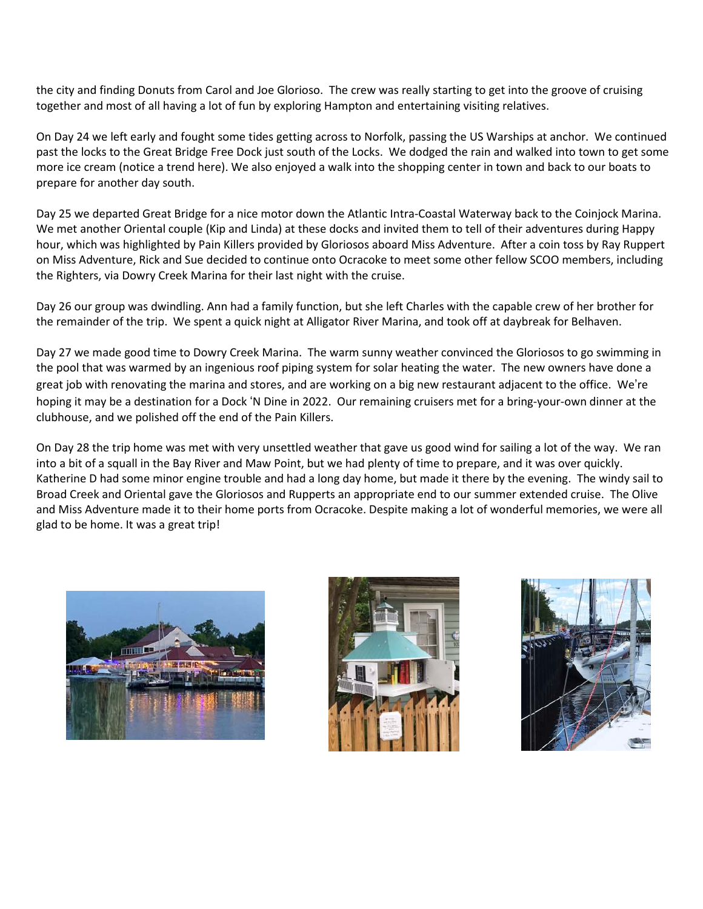the city and finding Donuts from Carol and Joe Glorioso. The crew was really starting to get into the groove of cruising together and most of all having a lot of fun by exploring Hampton and entertaining visiting relatives.

On Day 24 we left early and fought some tides getting across to Norfolk, passing the US Warships at anchor. We continued past the locks to the Great Bridge Free Dock just south of the Locks. We dodged the rain and walked into town to get some more ice cream (notice a trend here). We also enjoyed a walk into the shopping center in town and back to our boats to prepare for another day south.

Day 25 we departed Great Bridge for a nice motor down the Atlantic Intra-Coastal Waterway back to the Coinjock Marina. We met another Oriental couple (Kip and Linda) at these docks and invited them to tell of their adventures during Happy hour, which was highlighted by Pain Killers provided by Gloriosos aboard Miss Adventure. After a coin toss by Ray Ruppert on Miss Adventure, Rick and Sue decided to continue onto Ocracoke to meet some other fellow SCOO members, including the Righters, via Dowry Creek Marina for their last night with the cruise.

Day 26 our group was dwindling. Ann had a family function, but she left Charles with the capable crew of her brother for the remainder of the trip. We spent a quick night at Alligator River Marina, and took off at daybreak for Belhaven.

Day 27 we made good time to Dowry Creek Marina. The warm sunny weather convinced the Gloriosos to go swimming in the pool that was warmed by an ingenious roof piping system for solar heating the water. The new owners have done a great job with renovating the marina and stores, and are working on a big new restaurant adjacent to the office. We're hoping it may be a destination for a Dock 'N Dine in 2022. Our remaining cruisers met for a bring-your-own dinner at the clubhouse, and we polished off the end of the Pain Killers.

On Day 28 the trip home was met with very unsettled weather that gave us good wind for sailing a lot of the way. We ran into a bit of a squall in the Bay River and Maw Point, but we had plenty of time to prepare, and it was over quickly. Katherine D had some minor engine trouble and had a long day home, but made it there by the evening. The windy sail to Broad Creek and Oriental gave the Gloriosos and Rupperts an appropriate end to our summer extended cruise. The Olive and Miss Adventure made it to their home ports from Ocracoke. Despite making a lot of wonderful memories, we were all glad to be home. It was a great trip!